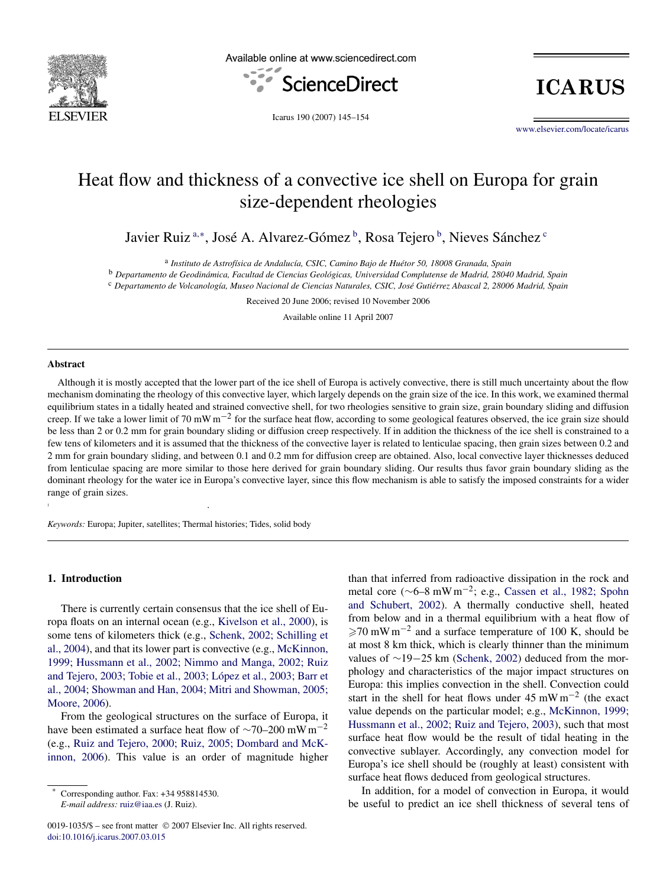# Heat flow and thickness of a convective ice shell on Europa for grain size-dependent rheologies

Javier Ruiz [a,*], José A. Alvarez-Gómez [b], Rosa Tejero [b], Nieves Sánchez [c]

[a] *Instituto de Astrofísica de Andalucía, CSIC, Camino Bajo de Huétor 50, 18008 Granada, Spain*

[b] *Departamento de Geodinámica, Facultad de Ciencias Geológicas, Universidad Complutense de Madrid, 28040 Madrid, Spain*

[c] *Departamento de Volcanología, Museo Nacional de Ciencias Naturales, CSIC, José Gutiérrez Abascal 2, 28006 Madrid, Spain*

Received 20 June 2006; revised 10 November 2006

Available online 11 April 2007

## Abstract

Although it is mostly accepted that the lower part of the ice shell of Europa is actively convective, there is still much uncertainty about the flow mechanism dominating the rheology of this convective layer, which largely depends on the grain size of the ice. In this work, we examined thermal equilibrium states in a tidally heated and strained convective shell, for two rheologies sensitive to grain size, grain boundary sliding and diffusion creep. If we take a lower limit of 70 $\mathrm{mW\,m^{-2}}$ for the surface heat flow, according to some geological features observed, the ice grain size should be less than 2 or 0.2 mm for grain boundary sliding or diffusion creep respectively. If in addition the thickness of the ice shell is constrained to a few tens of kilometers and it is assumed that the thickness of the convective layer is related to lenticulae spacing, then grain sizes between 0.2 and 2 mm for grain boundary sliding, and between 0.1 and 0.2 mm for diffusion creep are obtained. Also, local convective layer thicknesses deduced from lenticulae spacing are more similar to those here derived for grain boundary sliding. Our results thus favor grain boundary sliding as the dominant rheology for the water ice in Europa's convective layer, since this flow mechanism is able to satisfy the imposed constraints for a wider range of grain sizes.

*Keywords:* Europa; Jupiter, satellites; Thermal histories; Tides, solid body

## 1. Introduction

There is currently certain consensus that the ice shell of Europa floats on an internal ocean (e.g., Kivelson et al., 2000), is some tens of kilometers thick (e.g., Schenk, 2002; Schilling et al., 2004), and that its lower part is convective (e.g., McKinnon, 1999; Hussmann et al., 2002; Nimmo and Manga, 2002; Ruiz and Tejero, 2003; Tobie et al., 2003; López et al., 2003; Barr et al., 2004; Showman and Han, 2004; Mitri and Showman, 2005; Moore, 2006).

From the geological structures on the surface of Europa, it have been estimated a surface heat flow of $\sim$70–200 $\mathrm{mW\,m^{-2}}$ (e.g., Ruiz and Tejero, 2000; Ruiz, 2005; Dombard and McKinnon, 2006). This value is an order of magnitude higher than that inferred from radioactive dissipation in the rock and metal core ($\sim$6–8 $\mathrm{mW\,m^{-2}}$; e.g., Cassen et al., 1982; Spohn and Schubert, 2002). A thermally conductive shell, heated from below and in a thermal equilibrium with a heat flow of $\geqslant$70 $\mathrm{mW\,m^{-2}}$ and a surface temperature of 100 K, should be at most 8 km thick, which is clearly thinner than the minimum values of $\sim$19−25 km (Schenk, 2002) deduced from the morphology and characteristics of the major impact structures on Europa: this implies convection in the shell. Convection could start in the shell for heat flows under 45 $\mathrm{mW\,m^{-2}}$ (the exact value depends on the particular model; e.g., McKinnon, 1999; Hussmann et al., 2002; Ruiz and Tejero, 2003), such that most surface heat flow would be the result of tidal heating in the convective sublayer. Accordingly, any convection model for Europa's ice shell should be (roughly at least) consistent with surface heat flows deduced from geological structures.

In addition, for a model of convection in Europa, it would be useful to predict an ice shell thickness of several tens of

---

\* Corresponding author. Fax: +34 958814530.
*E-mail address:* ruiz@iaa.es (J. Ruiz).

0019-1035/$ – see front matter © 2007 Elsevier Inc. All rights reserved.
doi:10.1016/j.icarus.2007.03.015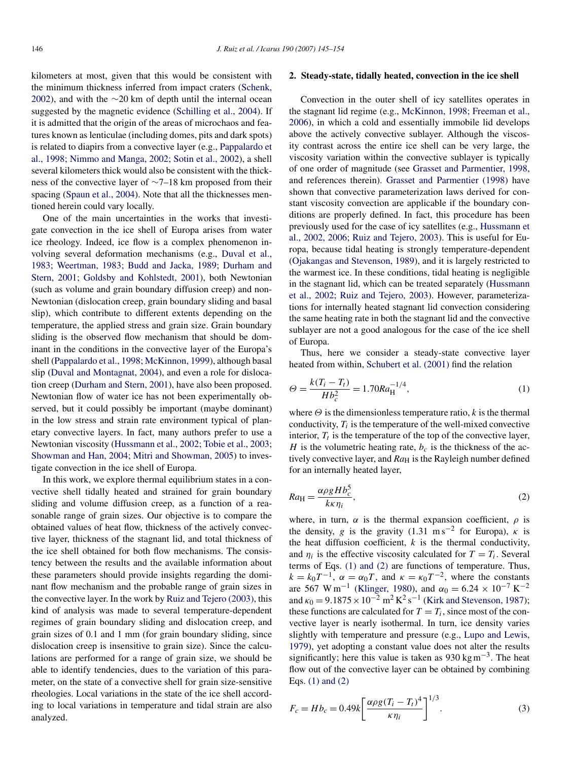kilometers at most, given that this would be consistent with the minimum thickness inferred from impact craters (Schenk, 2002), and with the ∼20 km of depth until the internal ocean suggested by the magnetic evidence (Schilling et al., 2004). If it is admitted that the origin of the areas of microchaos and features known as lenticulae (including domes, pits and dark spots) is related to diapirs from a convective layer (e.g., Pappalardo et al., 1998; Nimmo and Manga, 2002; Sotin et al., 2002), a shell several kilometers thick would also be consistent with the thickness of the convective layer of ∼7–18 km proposed from their spacing (Spaun et al., 2004). Note that all the thicknesses mentioned herein could vary locally.

One of the main uncertainties in the works that investigate convection in the ice shell of Europa arises from water ice rheology. Indeed, ice flow is a complex phenomenon involving several deformation mechanisms (e.g., Duval et al., 1983; Weertman, 1983; Budd and Jacka, 1989; Durham and Stern, 2001; Goldsby and Kohlstedt, 2001), both Newtonian (such as volume and grain boundary diffusion creep) and non-Newtonian (dislocation creep, grain boundary sliding and basal slip), which contribute to different extents depending on the temperature, the applied stress and grain size. Grain boundary sliding is the observed flow mechanism that should be dominant in the conditions in the convective layer of the Europa's shell (Pappalardo et al., 1998; McKinnon, 1999), although basal slip (Duval and Montagnat, 2004), and even a role for dislocation creep (Durham and Stern, 2001), have also been proposed. Newtonian flow of water ice has not been experimentally observed, but it could possibly be important (maybe dominant) in the low stress and strain rate environment typical of planetary convective layers. In fact, many authors prefer to use a Newtonian viscosity (Hussmann et al., 2002; Tobie et al., 2003; Showman and Han, 2004; Mitri and Showman, 2005) to investigate convection in the ice shell of Europa.

In this work, we explore thermal equilibrium states in a convective shell tidally heated and strained for grain boundary sliding and volume diffusion creep, as a function of a reasonable range of grain sizes. Our objective is to compare the obtained values of heat flow, thickness of the actively convective layer, thickness of the stagnant lid, and total thickness of the ice shell obtained for both flow mechanisms. The consistency between the results and the available information about these parameters should provide insights regarding the dominant flow mechanism and the probable range of grain sizes in the convective layer. In the work by Ruiz and Tejero (2003), this kind of analysis was made to several temperature-dependent regimes of grain boundary sliding and dislocation creep, and grain sizes of 0.1 and 1 mm (for grain boundary sliding, since dislocation creep is insensitive to grain size). Since the calculations are performed for a range of grain size, we should be able to identify tendencies, dues to the variation of this parameter, on the state of a convective shell for grain size-sensitive rheologies. Local variations in the state of the ice shell according to local variations in temperature and tidal strain are also analyzed.

## 2. Steady-state, tidally heated, convection in the ice shell

Convection in the outer shell of icy satellites operates in the stagnant lid regime (e.g., McKinnon, 1998; Freeman et al., 2006), in which a cold and essentially immobile lid develops above the actively convective sublayer. Although the viscosity contrast across the entire ice shell can be very large, the viscosity variation within the convective sublayer is typically of one order of magnitude (see Grasset and Parmentier, 1998, and references therein). Grasset and Parmentier (1998) have shown that convective parameterization laws derived for constant viscosity convection are applicable if the boundary conditions are properly defined. In fact, this procedure has been previously used for the case of icy satellites (e.g., Hussmann et al., 2002, 2006; Ruiz and Tejero, 2003). This is useful for Europa, because tidal heating is strongly temperature-dependent (Ojakangas and Stevenson, 1989), and it is largely restricted to the warmest ice. In these conditions, tidal heating is negligible in the stagnant lid, which can be treated separately (Hussmann et al., 2002; Ruiz and Tejero, 2003). However, parameterizations for internally heated stagnant lid convection considering the same heating rate in both the stagnant lid and the convective sublayer are not a good analogous for the case of the ice shell of Europa.

Thus, here we consider a steady-state convective layer heated from within, Schubert et al. (2001) find the relation

$$\Theta = \frac{k(T_i - T_t)}{H b_c^2} = 1.70 Ra_{\mathrm{H}}^{-1/4}, \tag{1}$$

where $\Theta$ is the dimensionless temperature ratio, $k$ is the thermal conductivity, $T_i$ is the temperature of the well-mixed convective interior, $T_t$ is the temperature of the top of the convective layer, $H$ is the volumetric heating rate, $b_c$ is the thickness of the actively convective layer, and $Ra_{\mathrm{H}}$ is the Rayleigh number defined for an internally heated layer,

$$Ra_{\mathrm{H}} = \frac{\alpha \rho g H b_c^5}{k \kappa \eta_i}, \tag{2}$$

where, in turn, $\alpha$ is the thermal expansion coefficient, $\rho$ is the density, $g$ is the gravity (1.31 $\mathrm{m\,s^{-2}}$ for Europa), $\kappa$ is the heat diffusion coefficient, $k$ is the thermal conductivity, and $\eta_i$ is the effective viscosity calculated for $T = T_i$. Several terms of Eqs. (1) and (2) are functions of temperature. Thus, $k = k_0 T^{-1}$, $\alpha = \alpha_0 T$, and $\kappa = \kappa_0 T^{-2}$, where the constants are 567 $\mathrm{W\,m^{-1}}$ (Klinger, 1980), and $\alpha_0 = 6.24 \times 10^{-7}\ \mathrm{K^{-2}}$ and $\kappa_0 = 9.1875 \times 10^{-2}\ \mathrm{m^2\,K^2\,s^{-1}}$ (Kirk and Stevenson, 1987); these functions are calculated for $T = T_i$, since most of the convective layer is nearly isothermal. In turn, ice density varies slightly with temperature and pressure (e.g., Lupo and Lewis, 1979), yet adopting a constant value does not alter the results significantly; here this value is taken as 930 $\mathrm{kg\,m^{-3}}$. The heat flow out of the convective layer can be obtained by combining Eqs. (1) and (2)

$$F_c = H b_c = 0.49 k \left[ \frac{\alpha \rho g (T_i - T_t)^4}{\kappa \eta_i} \right]^{1/3}. \tag{3}$$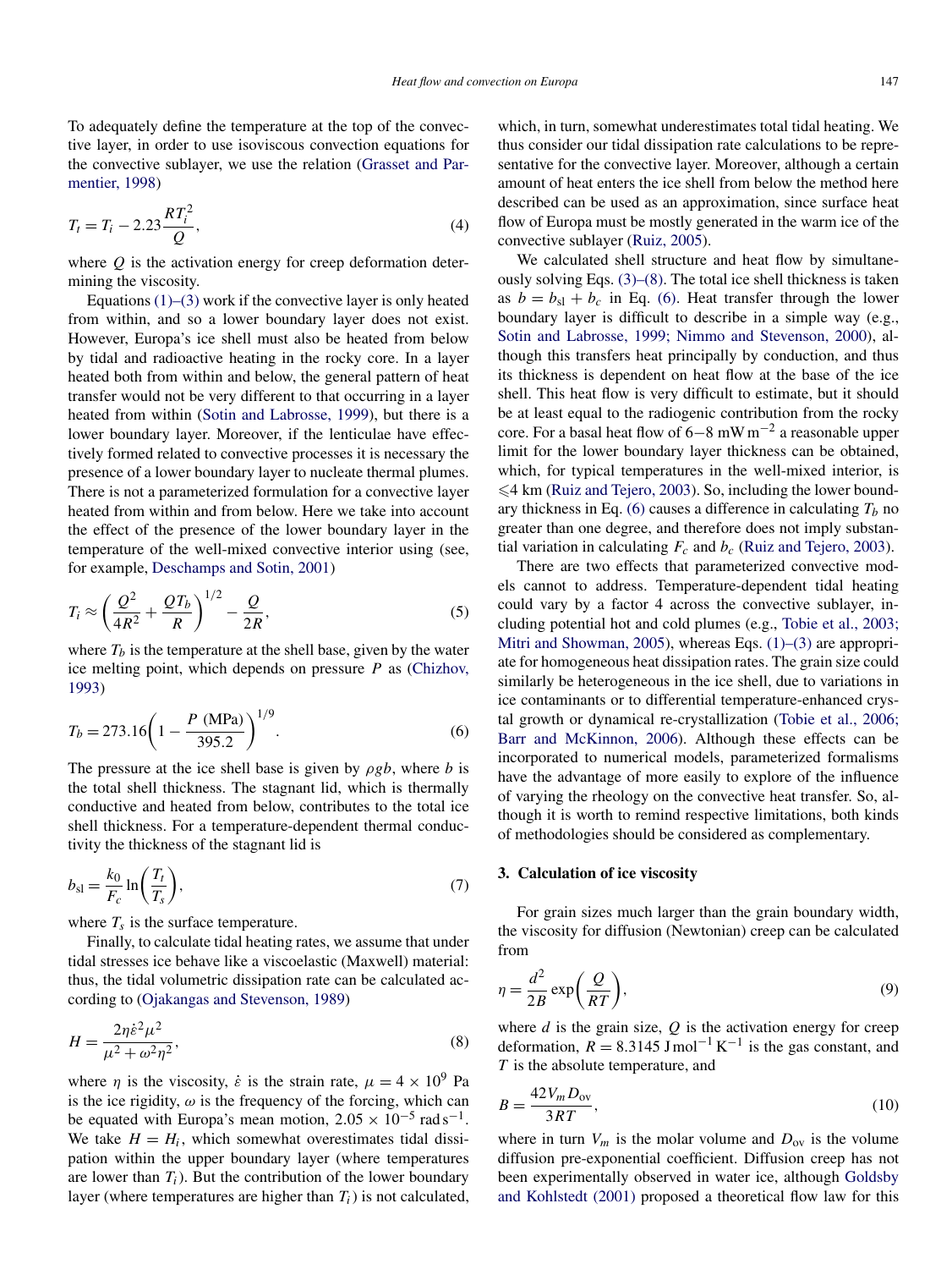To adequately define the temperature at the top of the convective layer, in order to use isoviscous convection equations for the convective sublayer, we use the relation (Grasset and Parmentier, 1998)

$$T_t = T_i - 2.23\frac{RT_i^2}{Q}, \tag{4}$$

where $Q$ is the activation energy for creep deformation determining the viscosity.

Equations (1)–(3) work if the convective layer is only heated from within, and so a lower boundary layer does not exist. However, Europa's ice shell must also be heated from below by tidal and radioactive heating in the rocky core. In a layer heated both from within and below, the general pattern of heat transfer would not be very different to that occurring in a layer heated from within (Sotin and Labrosse, 1999), but there is a lower boundary layer. Moreover, if the lenticulae have effectively formed related to convective processes it is necessary the presence of a lower boundary layer to nucleate thermal plumes. There is not a parameterized formulation for a convective layer heated from within and from below. Here we take into account the effect of the presence of the lower boundary layer in the temperature of the well-mixed convective interior using (see, for example, Deschamps and Sotin, 2001)

$$T_i \approx \left(\frac{Q^2}{4R^2} + \frac{QT_b}{R}\right)^{1/2} - \frac{Q}{2R}, \tag{5}$$

where $T_b$ is the temperature at the shell base, given by the water ice melting point, which depends on pressure $P$ as (Chizhov, 1993)

$$T_b = 273.16\left(1 - \frac{P\ (\mathrm{MPa})}{395.2}\right)^{1/9}. \tag{6}$$

The pressure at the ice shell base is given by $\rho g b$, where $b$ is the total shell thickness. The stagnant lid, which is thermally conductive and heated from below, contributes to the total ice shell thickness. For a temperature-dependent thermal conductivity the thickness of the stagnant lid is

$$b_{\mathrm{sl}} = \frac{k_0}{F_c}\ln\left(\frac{T_t}{T_s}\right), \tag{7}$$

where $T_s$ is the surface temperature.

Finally, to calculate tidal heating rates, we assume that under tidal stresses ice behave like a viscoelastic (Maxwell) material: thus, the tidal volumetric dissipation rate can be calculated according to (Ojakangas and Stevenson, 1989)

$$H = \frac{2\eta\dot{\varepsilon}^2\mu^2}{\mu^2 + \omega^2\eta^2}, \tag{8}$$

where $\eta$ is the viscosity, $\dot{\varepsilon}$ is the strain rate, $\mu = 4 \times 10^9$ Pa is the ice rigidity, $\omega$ is the frequency of the forcing, which can be equated with Europa's mean motion, $2.05 \times 10^{-5}\ \mathrm{rad\,s^{-1}}$. We take $H = H_i$, which somewhat overestimates tidal dissipation within the upper boundary layer (where temperatures are lower than $T_i$). But the contribution of the lower boundary layer (where temperatures are higher than $T_i$) is not calculated, which, in turn, somewhat underestimates total tidal heating. We thus consider our tidal dissipation rate calculations to be representative for the convective layer. Moreover, although a certain amount of heat enters the ice shell from below the method here described can be used as an approximation, since surface heat flow of Europa must be mostly generated in the warm ice of the convective sublayer (Ruiz, 2005).

We calculated shell structure and heat flow by simultaneously solving Eqs. (3)–(8). The total ice shell thickness is taken as $b = b_{\mathrm{sl}} + b_c$ in Eq. (6). Heat transfer through the lower boundary layer is difficult to describe in a simple way (e.g., Sotin and Labrosse, 1999; Nimmo and Stevenson, 2000), although this transfers heat principally by conduction, and thus its thickness is dependent on heat flow at the base of the ice shell. This heat flow is very difficult to estimate, but it should be at least equal to the radiogenic contribution from the rocky core. For a basal heat flow of 6−8 $\mathrm{mW\,m^{-2}}$ a reasonable upper limit for the lower boundary layer thickness can be obtained, which, for typical temperatures in the well-mixed interior, is $\leqslant$4 km (Ruiz and Tejero, 2003). So, including the lower boundary thickness in Eq. (6) causes a difference in calculating $T_b$ no greater than one degree, and therefore does not imply substantial variation in calculating $F_c$ and $b_c$ (Ruiz and Tejero, 2003).

There are two effects that parameterized convective models cannot to address. Temperature-dependent tidal heating could vary by a factor 4 across the convective sublayer, including potential hot and cold plumes (e.g., Tobie et al., 2003; Mitri and Showman, 2005), whereas Eqs. (1)–(3) are appropriate for homogeneous heat dissipation rates. The grain size could similarly be heterogeneous in the ice shell, due to variations in ice contaminants or to differential temperature-enhanced crystal growth or dynamical re-crystallization (Tobie et al., 2006; Barr and McKinnon, 2006). Although these effects can be incorporated to numerical models, parameterized formalisms have the advantage of more easily to explore of the influence of varying the rheology on the convective heat transfer. So, although it is worth to remind respective limitations, both kinds of methodologies should be considered as complementary.

## 3. Calculation of ice viscosity

For grain sizes much larger than the grain boundary width, the viscosity for diffusion (Newtonian) creep can be calculated from

$$\eta = \frac{d^2}{2B}\exp\left(\frac{Q}{RT}\right), \tag{9}$$

where $d$ is the grain size, $Q$ is the activation energy for creep deformation, $R = 8.3145\ \mathrm{J\,mol^{-1}\,K^{-1}}$ is the gas constant, and $T$ is the absolute temperature, and

$$B = \frac{42V_m D_{\mathrm{ov}}}{3RT}, \tag{10}$$

where in turn $V_m$ is the molar volume and $D_{\mathrm{ov}}$ is the volume diffusion pre-exponential coefficient. Diffusion creep has not been experimentally observed in water ice, although Goldsby and Kohlstedt (2001) proposed a theoretical flow law for this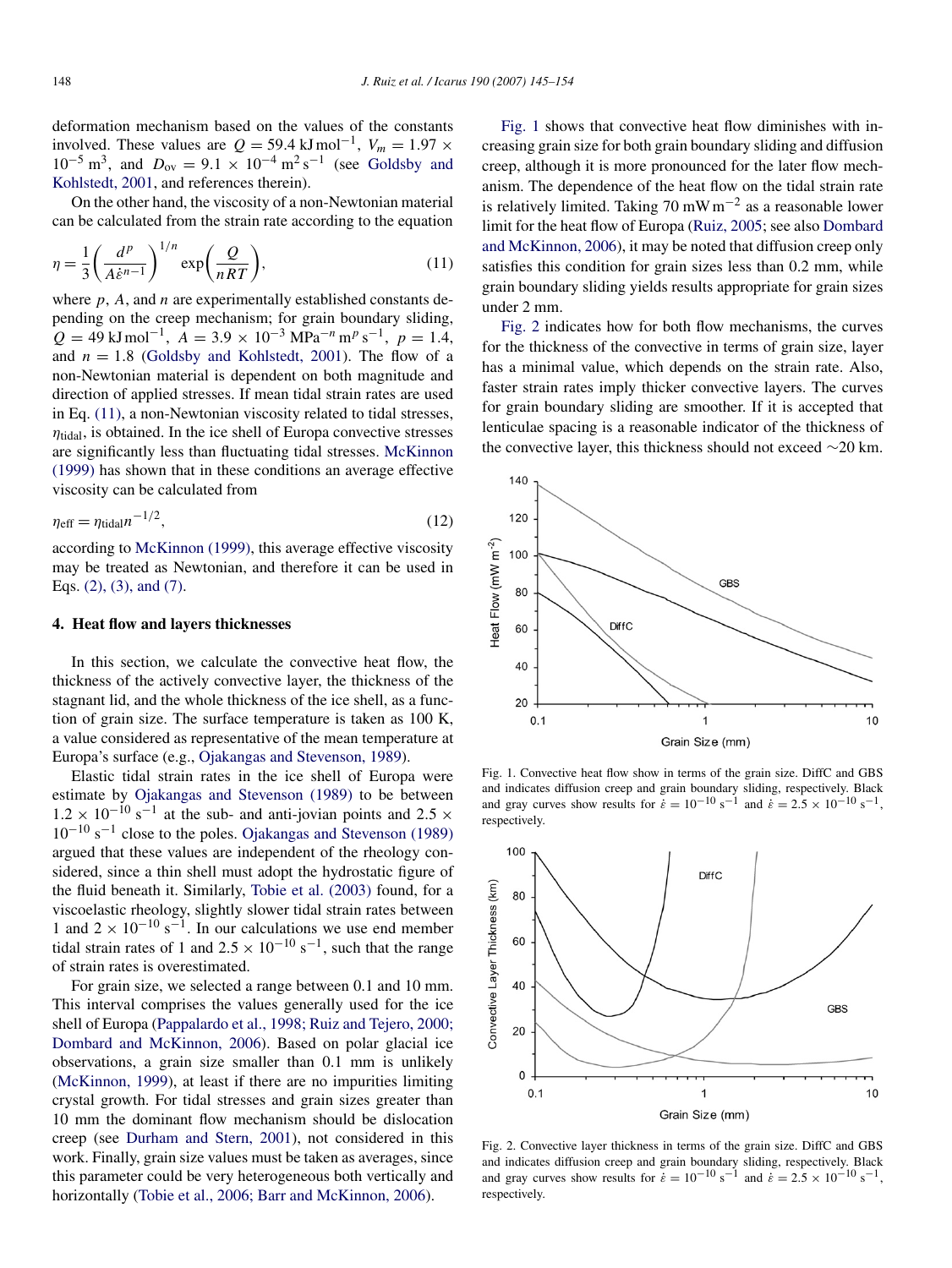deformation mechanism based on the values of the constants involved. These values are $Q = 59.4\ \mathrm{kJ\,mol^{-1}}$, $V_m = 1.97 \times 10^{-5}\ \mathrm{m^3}$, and $D_{ov} = 9.1 \times 10^{-4}\ \mathrm{m^2\,s^{-1}}$ (see Goldsby and Kohlstedt, 2001, and references therein).

On the other hand, the viscosity of a non-Newtonian material can be calculated from the strain rate according to the equation

$$\eta = \frac{1}{3}\left(\frac{d^p}{A\dot{\varepsilon}^{n-1}}\right)^{1/n} \exp\left(\frac{Q}{nRT}\right), \tag{11}$$

where $p$, $A$, and $n$ are experimentally established constants depending on the creep mechanism; for grain boundary sliding, $Q = 49\ \mathrm{kJ\,mol^{-1}}$, $A = 3.9 \times 10^{-3}\ \mathrm{MPa^{-n}\,m^p\,s^{-1}}$, $p = 1.4$, and $n = 1.8$ (Goldsby and Kohlstedt, 2001). The flow of a non-Newtonian material is dependent on both magnitude and direction of applied stresses. If mean tidal strain rates are used in Eq. (11), a non-Newtonian viscosity related to tidal stresses, $\eta_{\mathrm{tidal}}$, is obtained. In the ice shell of Europa convective stresses are significantly less than fluctuating tidal stresses. McKinnon (1999) has shown that in these conditions an average effective viscosity can be calculated from

$$\eta_{\mathrm{eff}} = \eta_{\mathrm{tidal}} n^{-1/2}, \tag{12}$$

according to McKinnon (1999), this average effective viscosity may be treated as Newtonian, and therefore it can be used in Eqs. (2), (3), and (7).

## 4. Heat flow and layers thicknesses

In this section, we calculate the convective heat flow, the thickness of the actively convective layer, the thickness of the stagnant lid, and the whole thickness of the ice shell, as a function of grain size. The surface temperature is taken as 100 K, a value considered as representative of the mean temperature at Europa's surface (e.g., Ojakangas and Stevenson, 1989).

Elastic tidal strain rates in the ice shell of Europa were estimate by Ojakangas and Stevenson (1989) to be between $1.2 \times 10^{-10}\ \mathrm{s^{-1}}$ at the sub- and anti-jovian points and $2.5 \times 10^{-10}\ \mathrm{s^{-1}}$ close to the poles. Ojakangas and Stevenson (1989) argued that these values are independent of the rheology considered, since a thin shell must adopt the hydrostatic figure of the fluid beneath it. Similarly, Tobie et al. (2003) found, for a viscoelastic rheology, slightly slower tidal strain rates between 1 and $2 \times 10^{-10}\ \mathrm{s^{-1}}$. In our calculations we use end member tidal strain rates of 1 and $2.5 \times 10^{-10}\ \mathrm{s^{-1}}$, such that the range of strain rates is overestimated.

For grain size, we selected a range between 0.1 and 10 mm. This interval comprises the values generally used for the ice shell of Europa (Pappalardo et al., 1998; Ruiz and Tejero, 2000; Dombard and McKinnon, 2006). Based on polar glacial ice observations, a grain size smaller than 0.1 mm is unlikely (McKinnon, 1999), at least if there are no impurities limiting crystal growth. For tidal stresses and grain sizes greater than 10 mm the dominant flow mechanism should be dislocation creep (see Durham and Stern, 2001), not considered in this work. Finally, grain size values must be taken as averages, since this parameter could be very heterogeneous both vertically and horizontally (Tobie et al., 2006; Barr and McKinnon, 2006).

Fig. 1 shows that convective heat flow diminishes with increasing grain size for both grain boundary sliding and diffusion creep, although it is more pronounced for the later flow mechanism. The dependence of the heat flow on the tidal strain rate is relatively limited. Taking $70\ \mathrm{mW\,m^{-2}}$ as a reasonable lower limit for the heat flow of Europa (Ruiz, 2005; see also Dombard and McKinnon, 2006), it may be noted that diffusion creep only satisfies this condition for grain sizes less than 0.2 mm, while grain boundary sliding yields results appropriate for grain sizes under 2 mm.

Fig. 2 indicates how for both flow mechanisms, the curves for the thickness of the convective in terms of grain size, layer has a minimal value, which depends on the strain rate. Also, faster strain rates imply thicker convective layers. The curves for grain boundary sliding are smoother. If it is accepted that lenticulae spacing is a reasonable indicator of the thickness of the convective layer, this thickness should not exceed ~20 km.

Fig. 1. Convective heat flow show in terms of the grain size. DiffC and GBS and indicates diffusion creep and grain boundary sliding, respectively. Black and gray curves show results for $\dot{\varepsilon} = 10^{-10}\ \mathrm{s^{-1}}$ and $\dot{\varepsilon} = 2.5 \times 10^{-10}\ \mathrm{s^{-1}}$, respectively.

Fig. 2. Convective layer thickness in terms of the grain size. DiffC and GBS and indicates diffusion creep and grain boundary sliding, respectively. Black and gray curves show results for $\dot{\varepsilon} = 10^{-10}\ \mathrm{s^{-1}}$ and $\dot{\varepsilon} = 2.5 \times 10^{-10}\ \mathrm{s^{-1}}$, respectively.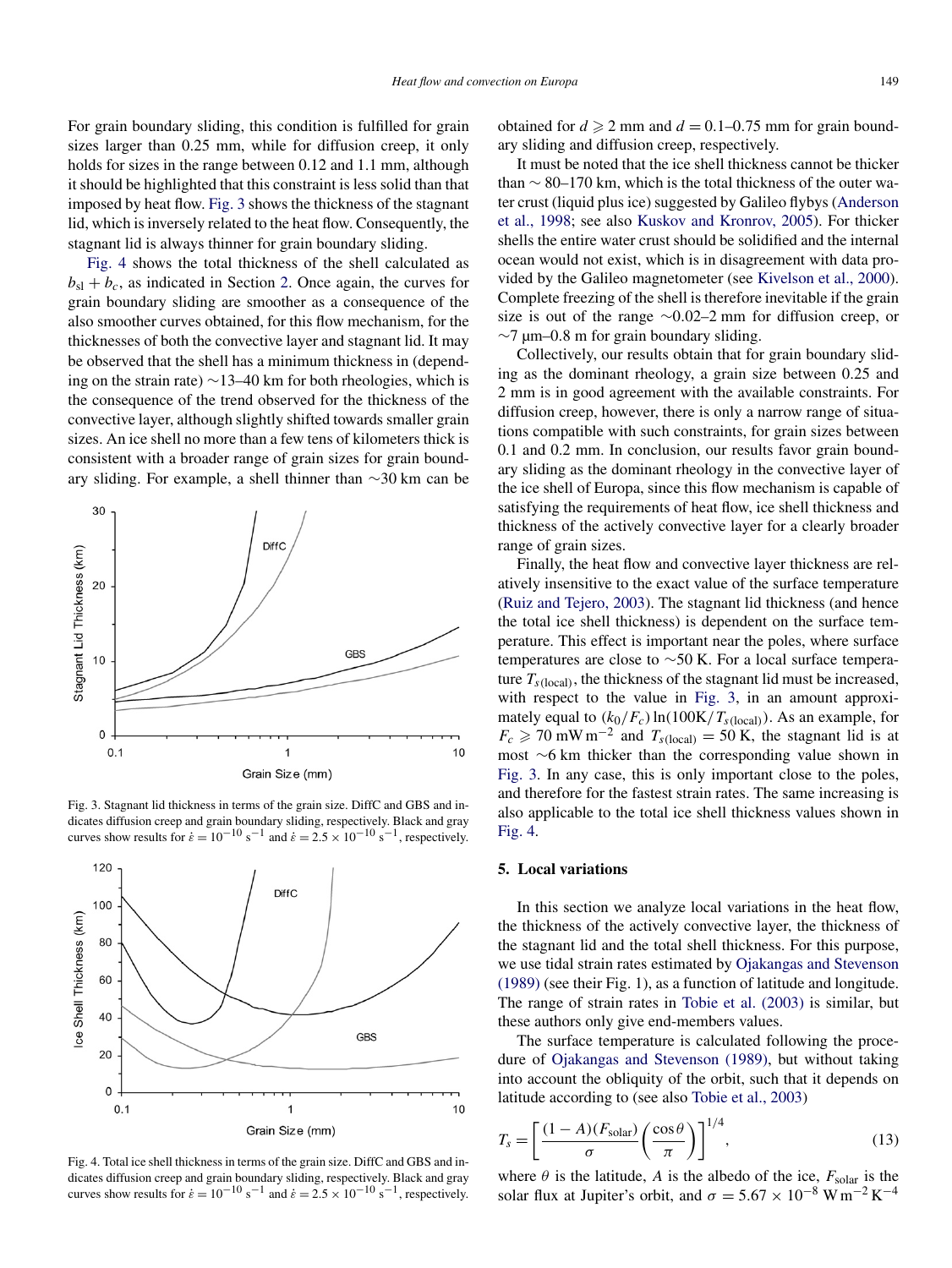For grain boundary sliding, this condition is fulfilled for grain sizes larger than 0.25 mm, while for diffusion creep, it only holds for sizes in the range between 0.12 and 1.1 mm, although it should be highlighted that this constraint is less solid than that imposed by heat flow. Fig. 3 shows the thickness of the stagnant lid, which is inversely related to the heat flow. Consequently, the stagnant lid is always thinner for grain boundary sliding.

Fig. 4 shows the total thickness of the shell calculated as $b_{sl} + b_c$, as indicated in Section 2. Once again, the curves for grain boundary sliding are smoother as a consequence of the also smoother curves obtained, for this flow mechanism, for the thicknesses of both the convective layer and stagnant lid. It may be observed that the shell has a minimum thickness in (depending on the strain rate) ~13–40 km for both rheologies, which is the consequence of the trend observed for the thickness of the convective layer, although slightly shifted towards smaller grain sizes. An ice shell no more than a few tens of kilometers thick is consistent with a broader range of grain sizes for grain boundary sliding. For example, a shell thinner than ~30 km can be obtained for $d \geqslant 2$ mm and $d = 0.1$–$0.75$ mm for grain boundary sliding and diffusion creep, respectively.

Fig. 3. Stagnant lid thickness in terms of the grain size. DiffC and GBS and indicates diffusion creep and grain boundary sliding, respectively. Black and gray curves show results for $\dot{\varepsilon} = 10^{-10}\ \mathrm{s}^{-1}$ and $\dot{\varepsilon} = 2.5 \times 10^{-10}\ \mathrm{s}^{-1}$, respectively.

Fig. 4. Total ice shell thickness in terms of the grain size. DiffC and GBS and indicates diffusion creep and grain boundary sliding, respectively. Black and gray curves show results for $\dot{\varepsilon} = 10^{-10}\ \mathrm{s}^{-1}$ and $\dot{\varepsilon} = 2.5 \times 10^{-10}\ \mathrm{s}^{-1}$, respectively.

It must be noted that the ice shell thickness cannot be thicker than ~ 80–170 km, which is the total thickness of the outer water crust (liquid plus ice) suggested by Galileo flybys (Anderson et al., 1998; see also Kuskov and Kronrov, 2005). For thicker shells the entire water crust should be solidified and the internal ocean would not exist, which is in disagreement with data provided by the Galileo magnetometer (see Kivelson et al., 2000). Complete freezing of the shell is therefore inevitable if the grain size is out of the range ~0.02–2 mm for diffusion creep, or ~7 μm–0.8 m for grain boundary sliding.

Collectively, our results obtain that for grain boundary sliding as the dominant rheology, a grain size between 0.25 and 2 mm is in good agreement with the available constraints. For diffusion creep, however, there is only a narrow range of situations compatible with such constraints, for grain sizes between 0.1 and 0.2 mm. In conclusion, our results favor grain boundary sliding as the dominant rheology in the convective layer of the ice shell of Europa, since this flow mechanism is capable of satisfying the requirements of heat flow, ice shell thickness and thickness of the actively convective layer for a clearly broader range of grain sizes.

Finally, the heat flow and convective layer thickness are relatively insensitive to the exact value of the surface temperature (Ruiz and Tejero, 2003). The stagnant lid thickness (and hence the total ice shell thickness) is dependent on the surface temperature. This effect is important near the poles, where surface temperatures are close to ~50 K. For a local surface temperature $T_{s(\mathrm{local})}$, the thickness of the stagnant lid must be increased, with respect to the value in Fig. 3, in an amount approximately equal to $(k_0/F_c)\ln(100\mathrm{K}/T_{s(\mathrm{local})})$. As an example, for $F_c \geqslant 70\ \mathrm{mW\,m^{-2}}$ and $T_{s(\mathrm{local})} = 50$ K, the stagnant lid is at most ~6 km thicker than the corresponding value shown in Fig. 3. In any case, this is only important close to the poles, and therefore for the fastest strain rates. The same increasing is also applicable to the total ice shell thickness values shown in Fig. 4.

## 5. Local variations

In this section we analyze local variations in the heat flow, the thickness of the actively convective layer, the thickness of the stagnant lid and the total shell thickness. For this purpose, we use tidal strain rates estimated by Ojakangas and Stevenson (1989) (see their Fig. 1), as a function of latitude and longitude. The range of strain rates in Tobie et al. (2003) is similar, but these authors only give end-members values.

The surface temperature is calculated following the procedure of Ojakangas and Stevenson (1989), but without taking into account the obliquity of the orbit, such that it depends on latitude according to (see also Tobie et al., 2003)

$$T_s = \left[\frac{(1-A)(F_{\mathrm{solar}})}{\sigma}\left(\frac{\cos\theta}{\pi}\right)\right]^{1/4}, \tag{13}$$

where $\theta$ is the latitude, $A$ is the albedo of the ice, $F_{\mathrm{solar}}$ is the solar flux at Jupiter's orbit, and $\sigma = 5.67 \times 10^{-8}\ \mathrm{W\,m^{-2}\,K^{-4}}$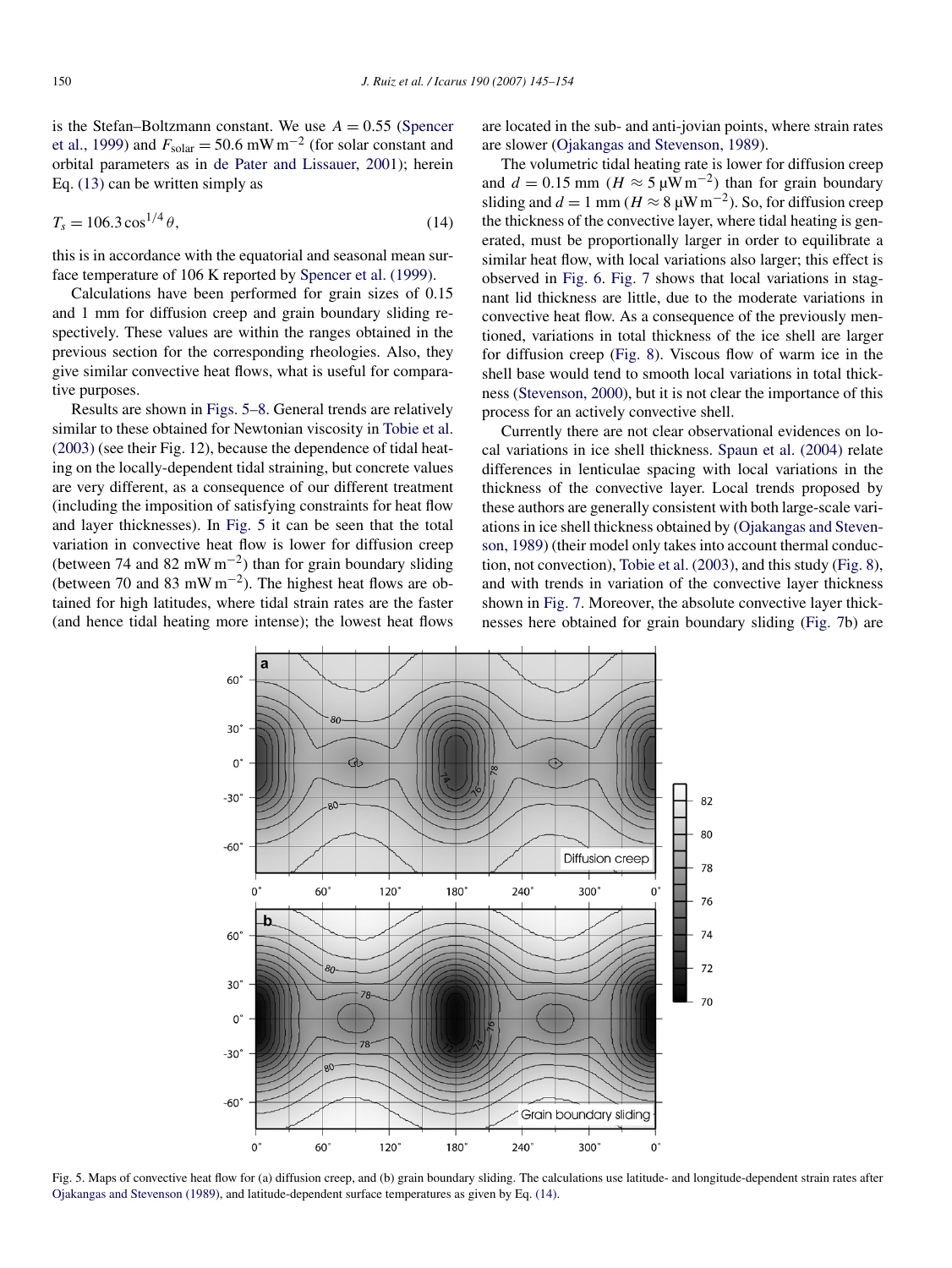is the Stefan–Boltzmann constant. We use $A = 0.55$ (Spencer et al., 1999) and $F_{solar} = 50.6\ \mathrm{mW\,m^{-2}}$ (for solar constant and orbital parameters as in de Pater and Lissauer, 2001); herein Eq. (13) can be written simply as

$$T_s = 106.3 \cos^{1/4}\theta, \tag{14}$$

this is in accordance with the equatorial and seasonal mean surface temperature of 106 K reported by Spencer et al. (1999).

Calculations have been performed for grain sizes of 0.15 and 1 mm for diffusion creep and grain boundary sliding respectively. These values are within the ranges obtained in the previous section for the corresponding rheologies. Also, they give similar convective heat flows, what is useful for comparative purposes.

Results are shown in Figs. 5–8. General trends are relatively similar to these obtained for Newtonian viscosity in Tobie et al. (2003) (see their Fig. 12), because the dependence of tidal heating on the locally-dependent tidal straining, but concrete values are very different, as a consequence of our different treatment (including the imposition of satisfying constraints for heat flow and layer thicknesses). In Fig. 5 it can be seen that the total variation in convective heat flow is lower for diffusion creep (between 74 and 82 $\mathrm{mW\,m^{-2}}$) than for grain boundary sliding (between 70 and 83 $\mathrm{mW\,m^{-2}}$). The highest heat flows are obtained for high latitudes, where tidal strain rates are the faster (and hence tidal heating more intense); the lowest heat flows are located in the sub- and anti-jovian points, where strain rates are slower (Ojakangas and Stevenson, 1989).

The volumetric tidal heating rate is lower for diffusion creep and $d = 0.15$ mm ($H \approx 5\ \mathrm{\mu W\,m^{-2}}$) than for grain boundary sliding and $d = 1$ mm ($H \approx 8\ \mathrm{\mu W\,m^{-2}}$). So, for diffusion creep the thickness of the convective layer, where tidal heating is generated, must be proportionally larger in order to equilibrate a similar heat flow, with local variations also larger; this effect is observed in Fig. 6. Fig. 7 shows that local variations in stagnant lid thickness are little, due to the moderate variations in convective heat flow. As a consequence of the previously mentioned, variations in total thickness of the ice shell are larger for diffusion creep (Fig. 8). Viscous flow of warm ice in the shell base would tend to smooth local variations in total thickness (Stevenson, 2000), but it is not clear the importance of this process for an actively convective shell.

Currently there are not clear observational evidences on local variations in ice shell thickness. Spaun et al. (2004) relate differences in lenticulae spacing with local variations in the thickness of the convective layer. Local trends proposed by these authors are generally consistent with both large-scale variations in ice shell thickness obtained by (Ojakangas and Stevenson, 1989) (their model only takes into account thermal conduction, not convection), Tobie et al. (2003), and this study (Fig. 8), and with trends in variation of the convective layer thickness shown in Fig. 7. Moreover, the absolute convective layer thicknesses here obtained for grain boundary sliding (Fig. 7b) are

Fig. 5. Maps of convective heat flow for (a) diffusion creep, and (b) grain boundary sliding. The calculations use latitude- and longitude-dependent strain rates after Ojakangas and Stevenson (1989), and latitude-dependent surface temperatures as given by Eq. (14).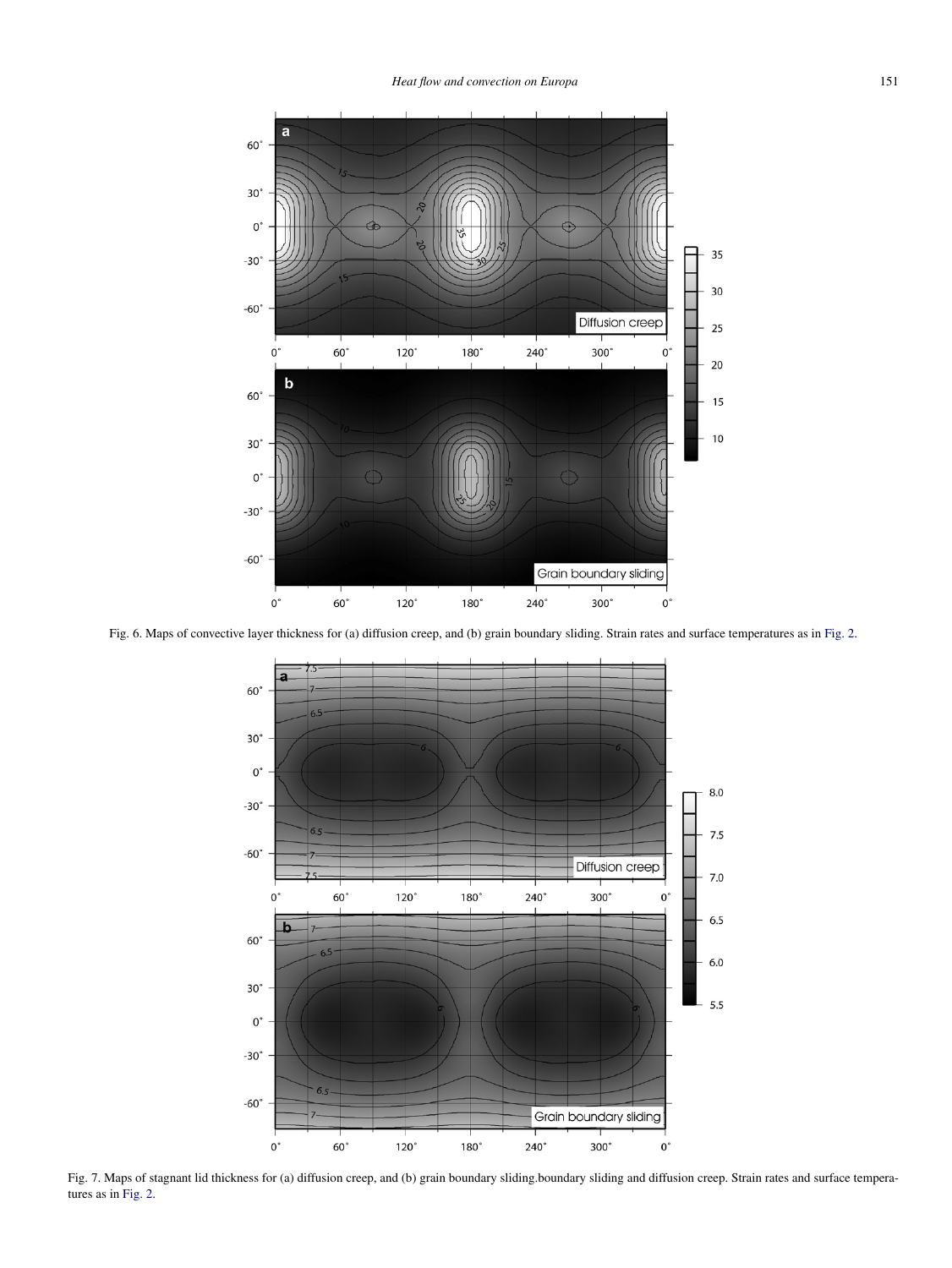Fig. 6. Maps of convective layer thickness for (a) diffusion creep, and (b) grain boundary sliding. Strain rates and surface temperatures as in Fig. 2.

Fig. 7. Maps of stagnant lid thickness for (a) diffusion creep, and (b) grain boundary sliding.boundary sliding and diffusion creep. Strain rates and surface temperatures as in Fig. 2.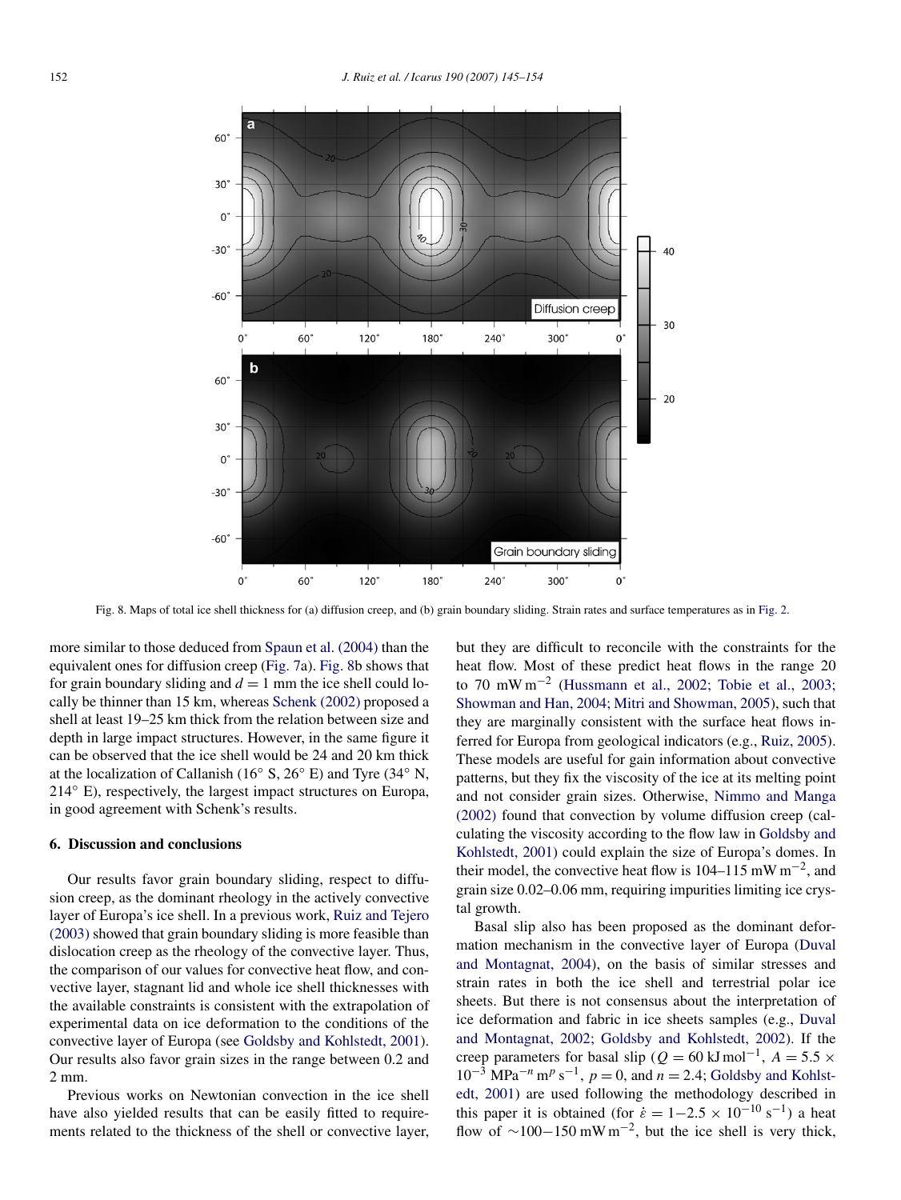Fig. 8. Maps of total ice shell thickness for (a) diffusion creep, and (b) grain boundary sliding. Strain rates and surface temperatures as in Fig. 2.

more similar to those deduced from Spaun et al. (2004) than the equivalent ones for diffusion creep (Fig. 7a). Fig. 8b shows that for grain boundary sliding and $d = 1$ mm the ice shell could locally be thinner than 15 km, whereas Schenk (2002) proposed a shell at least 19–25 km thick from the relation between size and depth in large impact structures. However, in the same figure it can be observed that the ice shell would be 24 and 20 km thick at the localization of Callanish (16° S, 26° E) and Tyre (34° N, 214° E), respectively, the largest impact structures on Europa, in good agreement with Schenk's results.

## 6. Discussion and conclusions

Our results favor grain boundary sliding, respect to diffusion creep, as the dominant rheology in the actively convective layer of Europa's ice shell. In a previous work, Ruiz and Tejero (2003) showed that grain boundary sliding is more feasible than dislocation creep as the rheology of the convective layer. Thus, the comparison of our values for convective heat flow, and convective layer, stagnant lid and whole ice shell thicknesses with the available constraints is consistent with the extrapolation of experimental data on ice deformation to the conditions of the convective layer of Europa (see Goldsby and Kohlstedt, 2001). Our results also favor grain sizes in the range between 0.2 and 2 mm.

Previous works on Newtonian convection in the ice shell have also yielded results that can be easily fitted to requirements related to the thickness of the shell or convective layer, but they are difficult to reconcile with the constraints for the heat flow. Most of these predict heat flows in the range 20 to 70 mW m$^{-2}$ (Hussmann et al., 2002; Tobie et al., 2003; Showman and Han, 2004; Mitri and Showman, 2005), such that they are marginally consistent with the surface heat flows inferred for Europa from geological indicators (e.g., Ruiz, 2005). These models are useful for gain information about convective patterns, but they fix the viscosity of the ice at its melting point and not consider grain sizes. Otherwise, Nimmo and Manga (2002) found that convection by volume diffusion creep (calculating the viscosity according to the flow law in Goldsby and Kohlstedt, 2001) could explain the size of Europa's domes. In their model, the convective heat flow is 104–115 mW m$^{-2}$, and grain size 0.02–0.06 mm, requiring impurities limiting ice crystal growth.

Basal slip also has been proposed as the dominant deformation mechanism in the convective layer of Europa (Duval and Montagnat, 2004), on the basis of similar stresses and strain rates in both the ice shell and terrestrial polar ice sheets. But there is not consensus about the interpretation of ice deformation and fabric in ice sheets samples (e.g., Duval and Montagnat, 2002; Goldsby and Kohlstedt, 2002). If the creep parameters for basal slip ($Q = 60$ kJ mol$^{-1}$, $A = 5.5 \times 10^{-3}$ MPa$^{-n}$ m$^{p}$ s$^{-1}$, $p = 0$, and $n = 2.4$; Goldsby and Kohlstedt, 2001) are used following the methodology described in this paper it is obtained (for $\dot{\varepsilon} = 1–2.5 \times 10^{-10}$ s$^{-1}$) a heat flow of $\sim$100–150 mW m$^{-2}$, but the ice shell is very thick,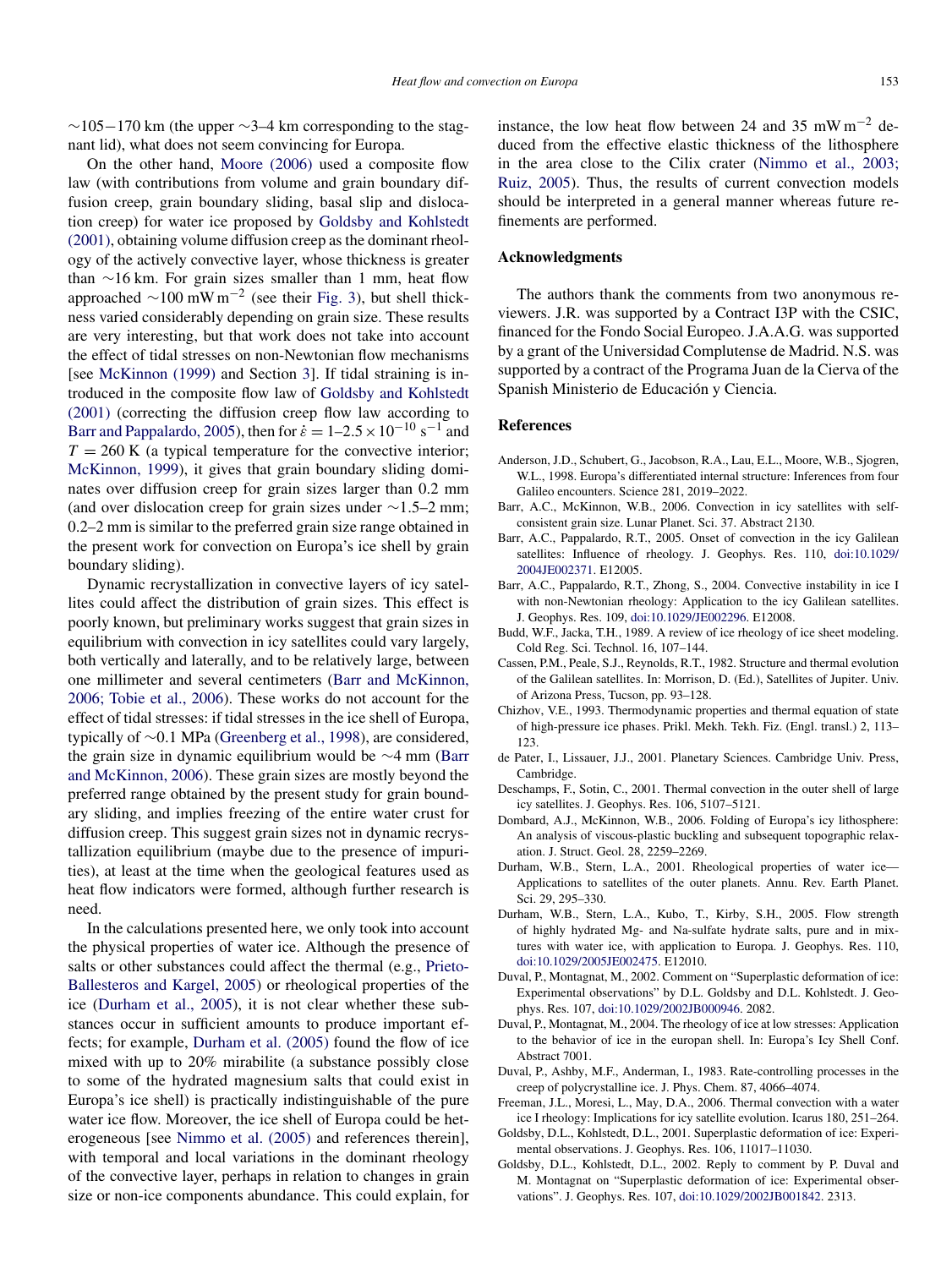~105−170 km (the upper ~3–4 km corresponding to the stagnant lid), what does not seem convincing for Europa.

On the other hand, Moore (2006) used a composite flow law (with contributions from volume and grain boundary diffusion creep, grain boundary sliding, basal slip and dislocation creep) for water ice proposed by Goldsby and Kohlstedt (2001), obtaining volume diffusion creep as the dominant rheology of the actively convective layer, whose thickness is greater than ~16 km. For grain sizes smaller than 1 mm, heat flow approached ~100 mW m$^{-2}$ (see their Fig. 3), but shell thickness varied considerably depending on grain size. These results are very interesting, but that work does not take into account the effect of tidal stresses on non-Newtonian flow mechanisms [see McKinnon (1999) and Section 3]. If tidal straining is introduced in the composite flow law of Goldsby and Kohlstedt (2001) (correcting the diffusion creep flow law according to Barr and Pappalardo, 2005), then for $\dot{\varepsilon} = 1$–$2.5 \times 10^{-10}$ s$^{-1}$ and $T = 260$ K (a typical temperature for the convective interior; McKinnon, 1999), it gives that grain boundary sliding dominates over diffusion creep for grain sizes larger than 0.2 mm (and over dislocation creep for grain sizes under ~1.5–2 mm; 0.2–2 mm is similar to the preferred grain size range obtained in the present work for convection on Europa's ice shell by grain boundary sliding).

Dynamic recrystallization in convective layers of icy satellites could affect the distribution of grain sizes. This effect is poorly known, but preliminary works suggest that grain sizes in equilibrium with convection in icy satellites could vary largely, both vertically and laterally, and to be relatively large, between one millimeter and several centimeters (Barr and McKinnon, 2006; Tobie et al., 2006). These works do not account for the effect of tidal stresses: if tidal stresses in the ice shell of Europa, typically of ~0.1 MPa (Greenberg et al., 1998), are considered, the grain size in dynamic equilibrium would be ~4 mm (Barr and McKinnon, 2006). These grain sizes are mostly beyond the preferred range obtained by the present study for grain boundary sliding, and implies freezing of the entire water crust for diffusion creep. This suggest grain sizes not in dynamic recrystallization equilibrium (maybe due to the presence of impurities), at least at the time when the geological features used as heat flow indicators were formed, although further research is need.

In the calculations presented here, we only took into account the physical properties of water ice. Although the presence of salts or other substances could affect the thermal (e.g., Prieto-Ballesteros and Kargel, 2005) or rheological properties of the ice (Durham et al., 2005), it is not clear whether these substances occur in sufficient amounts to produce important effects; for example, Durham et al. (2005) found the flow of ice mixed with up to 20% mirabilite (a substance possibly close to some of the hydrated magnesium salts that could exist in Europa's ice shell) is practically indistinguishable of the pure water ice flow. Moreover, the ice shell of Europa could be heterogeneous [see Nimmo et al. (2005) and references therein], with temporal and local variations in the dominant rheology of the convective layer, perhaps in relation to changes in grain size or non-ice components abundance. This could explain, for instance, the low heat flow between 24 and 35 mW m$^{-2}$ deduced from the effective elastic thickness of the lithosphere in the area close to the Cilix crater (Nimmo et al., 2003; Ruiz, 2005). Thus, the results of current convection models should be interpreted in a general manner whereas future refinements are performed.

## Acknowledgments

The authors thank the comments from two anonymous reviewers. J.R. was supported by a Contract I3P with the CSIC, financed for the Fondo Social Europeo. J.A.A.G. was supported by a grant of the Universidad Complutense de Madrid. N.S. was supported by a contract of the Programa Juan de la Cierva of the Spanish Ministerio de Educación y Ciencia.

## References

Anderson, J.D., Schubert, G., Jacobson, R.A., Lau, E.L., Moore, W.B., Sjogren, W.L., 1998. Europa's differentiated internal structure: Inferences from four Galileo encounters. Science 281, 2019–2022.

Barr, A.C., McKinnon, W.B., 2006. Convection in icy satellites with self-consistent grain size. Lunar Planet. Sci. 37. Abstract 2130.

Barr, A.C., Pappalardo, R.T., 2005. Onset of convection in the icy Galilean satellites: Influence of rheology. J. Geophys. Res. 110, doi:10.1029/2004JE002371. E12005.

Barr, A.C., Pappalardo, R.T., Zhong, S., 2004. Convective instability in ice I with non-Newtonian rheology: Application to the icy Galilean satellites. J. Geophys. Res. 109, doi:10.1029/JE002296. E12008.

Budd, W.F., Jacka, T.H., 1989. A review of ice rheology of ice sheet modeling. Cold Reg. Sci. Technol. 16, 107–144.

Cassen, P.M., Peale, S.J., Reynolds, R.T., 1982. Structure and thermal evolution of the Galilean satellites. In: Morrison, D. (Ed.), Satellites of Jupiter. Univ. of Arizona Press, Tucson, pp. 93–128.

Chizhov, V.E., 1993. Thermodynamic properties and thermal equation of state of high-pressure ice phases. Prikl. Mekh. Tekh. Fiz. (Engl. transl.) 2, 113–123.

de Pater, I., Lissauer, J.J., 2001. Planetary Sciences. Cambridge Univ. Press, Cambridge.

Deschamps, F., Sotin, C., 2001. Thermal convection in the outer shell of large icy satellites. J. Geophys. Res. 106, 5107–5121.

Dombard, A.J., McKinnon, W.B., 2006. Folding of Europa's icy lithosphere: An analysis of viscous-plastic buckling and subsequent topographic relaxation. J. Struct. Geol. 28, 2259–2269.

Durham, W.B., Stern, L.A., 2001. Rheological properties of water ice—Applications to satellites of the outer planets. Annu. Rev. Earth Planet. Sci. 29, 295–330.

Durham, W.B., Stern, L.A., Kubo, T., Kirby, S.H., 2005. Flow strength of highly hydrated Mg- and Na-sulfate hydrate salts, pure and in mixtures with water ice, with application to Europa. J. Geophys. Res. 110, doi:10.1029/2005JE002475. E12010.

Duval, P., Montagnat, M., 2002. Comment on "Superplastic deformation of ice: Experimental observations" by D.L. Goldsby and D.L. Kohlstedt. J. Geophys. Res. 107, doi:10.1029/2002JB000946. 2082.

Duval, P., Montagnat, M., 2004. The rheology of ice at low stresses: Application to the behavior of ice in the europan shell. In: Europa's Icy Shell Conf. Abstract 7001.

Duval, P., Ashby, M.F., Anderman, I., 1983. Rate-controlling processes in the creep of polycrystalline ice. J. Phys. Chem. 87, 4066–4074.

Freeman, J.L., Moresi, L., May, D.A., 2006. Thermal convection with a water ice I rheology: Implications for icy satellite evolution. Icarus 180, 251–264.

Goldsby, D.L., Kohlstedt, D.L., 2001. Superplastic deformation of ice: Experimental observations. J. Geophys. Res. 106, 11017–11030.

Goldsby, D.L., Kohlstedt, D.L., 2002. Reply to comment by P. Duval and M. Montagnat on "Superplastic deformation of ice: Experimental observations". J. Geophys. Res. 107, doi:10.1029/2002JB001842. 2313.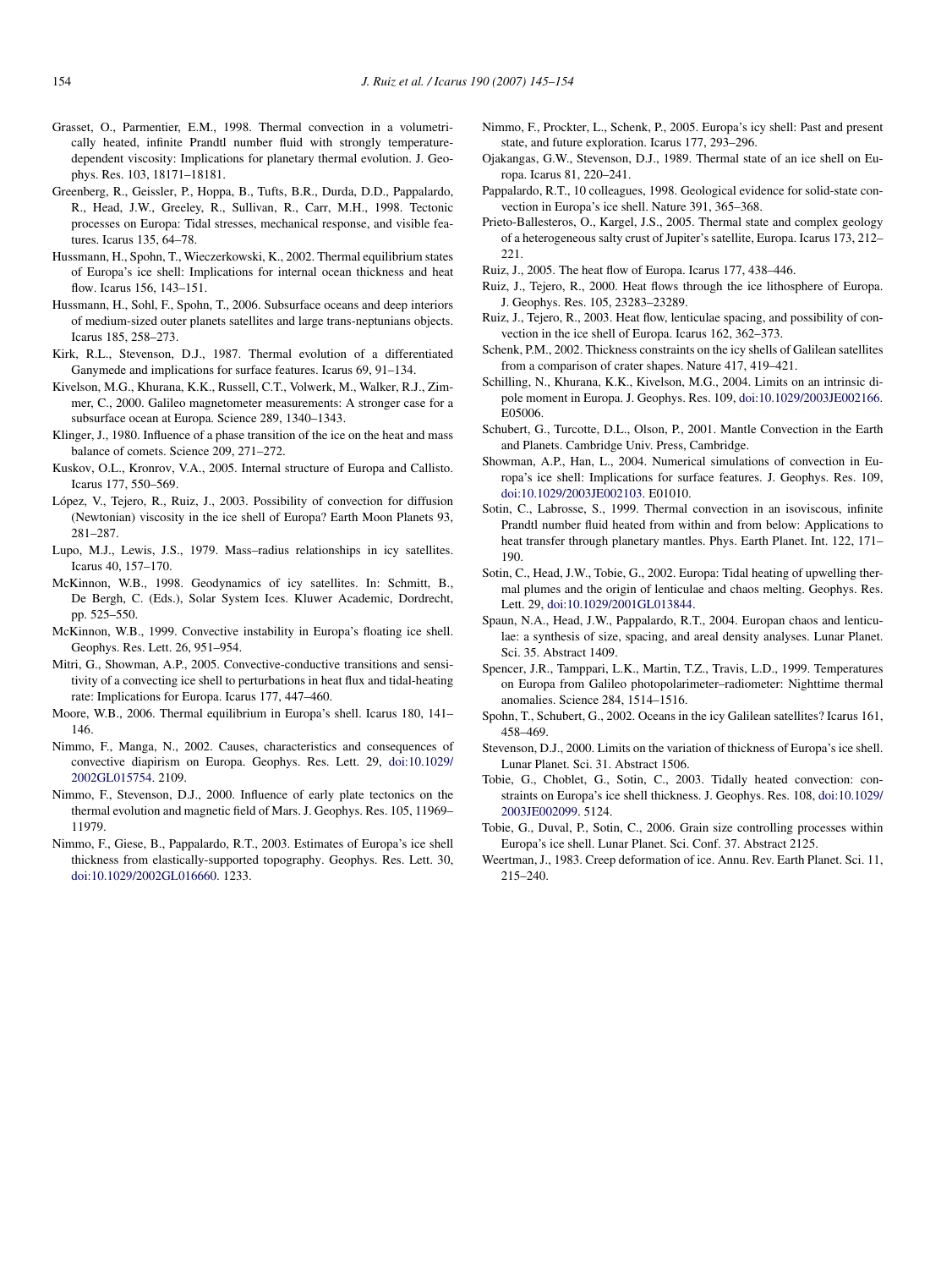Grasset, O., Parmentier, E.M., 1998. Thermal convection in a volumetrically heated, infinite Prandtl number fluid with strongly temperature-dependent viscosity: Implications for planetary thermal evolution. J. Geophys. Res. 103, 18171–18181.

Greenberg, R., Geissler, P., Hoppa, B., Tufts, B.R., Durda, D.D., Pappalardo, R., Head, J.W., Greeley, R., Sullivan, R., Carr, M.H., 1998. Tectonic processes on Europa: Tidal stresses, mechanical response, and visible features. Icarus 135, 64–78.

Hussmann, H., Spohn, T., Wieczerkowski, K., 2002. Thermal equilibrium states of Europa's ice shell: Implications for internal ocean thickness and heat flow. Icarus 156, 143–151.

Hussmann, H., Sohl, F., Spohn, T., 2006. Subsurface oceans and deep interiors of medium-sized outer planets satellites and large trans-neptunians objects. Icarus 185, 258–273.

Kirk, R.L., Stevenson, D.J., 1987. Thermal evolution of a differentiated Ganymede and implications for surface features. Icarus 69, 91–134.

Kivelson, M.G., Khurana, K.K., Russell, C.T., Volwerk, M., Walker, R.J., Zimmer, C., 2000. Galileo magnetometer measurements: A stronger case for a subsurface ocean at Europa. Science 289, 1340–1343.

Klinger, J., 1980. Influence of a phase transition of the ice on the heat and mass balance of comets. Science 209, 271–272.

Kuskov, O.L., Kronrov, V.A., 2005. Internal structure of Europa and Callisto. Icarus 177, 550–569.

López, V., Tejero, R., Ruiz, J., 2003. Possibility of convection for diffusion (Newtonian) viscosity in the ice shell of Europa? Earth Moon Planets 93, 281–287.

Lupo, M.J., Lewis, J.S., 1979. Mass–radius relationships in icy satellites. Icarus 40, 157–170.

McKinnon, W.B., 1998. Geodynamics of icy satellites. In: Schmitt, B., De Bergh, C. (Eds.), Solar System Ices. Kluwer Academic, Dordrecht, pp. 525–550.

McKinnon, W.B., 1999. Convective instability in Europa's floating ice shell. Geophys. Res. Lett. 26, 951–954.

Mitri, G., Showman, A.P., 2005. Convective-conductive transitions and sensitivity of a convecting ice shell to perturbations in heat flux and tidal-heating rate: Implications for Europa. Icarus 177, 447–460.

Moore, W.B., 2006. Thermal equilibrium in Europa's shell. Icarus 180, 141–146.

Nimmo, F., Manga, N., 2002. Causes, characteristics and consequences of convective diapirism on Europa. Geophys. Res. Lett. 29, doi:10.1029/2002GL015754. 2109.

Nimmo, F., Stevenson, D.J., 2000. Influence of early plate tectonics on the thermal evolution and magnetic field of Mars. J. Geophys. Res. 105, 11969–11979.

Nimmo, F., Giese, B., Pappalardo, R.T., 2003. Estimates of Europa's ice shell thickness from elastically-supported topography. Geophys. Res. Lett. 30, doi:10.1029/2002GL016660. 1233.

Nimmo, F., Prockter, L., Schenk, P., 2005. Europa's icy shell: Past and present state, and future exploration. Icarus 177, 293–296.

Ojakangas, G.W., Stevenson, D.J., 1989. Thermal state of an ice shell on Europa. Icarus 81, 220–241.

Pappalardo, R.T., 10 colleagues, 1998. Geological evidence for solid-state convection in Europa's ice shell. Nature 391, 365–368.

Prieto-Ballesteros, O., Kargel, J.S., 2005. Thermal state and complex geology of a heterogeneous salty crust of Jupiter's satellite, Europa. Icarus 173, 212–221.

Ruiz, J., 2005. The heat flow of Europa. Icarus 177, 438–446.

Ruiz, J., Tejero, R., 2000. Heat flows through the ice lithosphere of Europa. J. Geophys. Res. 105, 23283–23289.

Ruiz, J., Tejero, R., 2003. Heat flow, lenticulae spacing, and possibility of convection in the ice shell of Europa. Icarus 162, 362–373.

Schenk, P.M., 2002. Thickness constraints on the icy shells of Galilean satellites from a comparison of crater shapes. Nature 417, 419–421.

Schilling, N., Khurana, K.K., Kivelson, M.G., 2004. Limits on an intrinsic dipole moment in Europa. J. Geophys. Res. 109, doi:10.1029/2003JE002166. E05006.

Schubert, G., Turcotte, D.L., Olson, P., 2001. Mantle Convection in the Earth and Planets. Cambridge Univ. Press, Cambridge.

Showman, A.P., Han, L., 2004. Numerical simulations of convection in Europa's ice shell: Implications for surface features. J. Geophys. Res. 109, doi:10.1029/2003JE002103. E01010.

Sotin, C., Labrosse, S., 1999. Thermal convection in an isoviscous, infinite Prandtl number fluid heated from within and from below: Applications to heat transfer through planetary mantles. Phys. Earth Planet. Int. 122, 171–190.

Sotin, C., Head, J.W., Tobie, G., 2002. Europa: Tidal heating of upwelling thermal plumes and the origin of lenticulae and chaos melting. Geophys. Res. Lett. 29, doi:10.1029/2001GL013844.

Spaun, N.A., Head, J.W., Pappalardo, R.T., 2004. Europan chaos and lenticulae: a synthesis of size, spacing, and areal density analyses. Lunar Planet. Sci. 35. Abstract 1409.

Spencer, J.R., Tamppari, L.K., Martin, T.Z., Travis, L.D., 1999. Temperatures on Europa from Galileo photopolarimeter–radiometer: Nighttime thermal anomalies. Science 284, 1514–1516.

Spohn, T., Schubert, G., 2002. Oceans in the icy Galilean satellites? Icarus 161, 458–469.

Stevenson, D.J., 2000. Limits on the variation of thickness of Europa's ice shell. Lunar Planet. Sci. 31. Abstract 1506.

Tobie, G., Choblet, G., Sotin, C., 2003. Tidally heated convection: constraints on Europa's ice shell thickness. J. Geophys. Res. 108, doi:10.1029/2003JE002099. 5124.

Tobie, G., Duval, P., Sotin, C., 2006. Grain size controlling processes within Europa's ice shell. Lunar Planet. Sci. Conf. 37. Abstract 2125.

Weertman, J., 1983. Creep deformation of ice. Annu. Rev. Earth Planet. Sci. 11, 215–240.